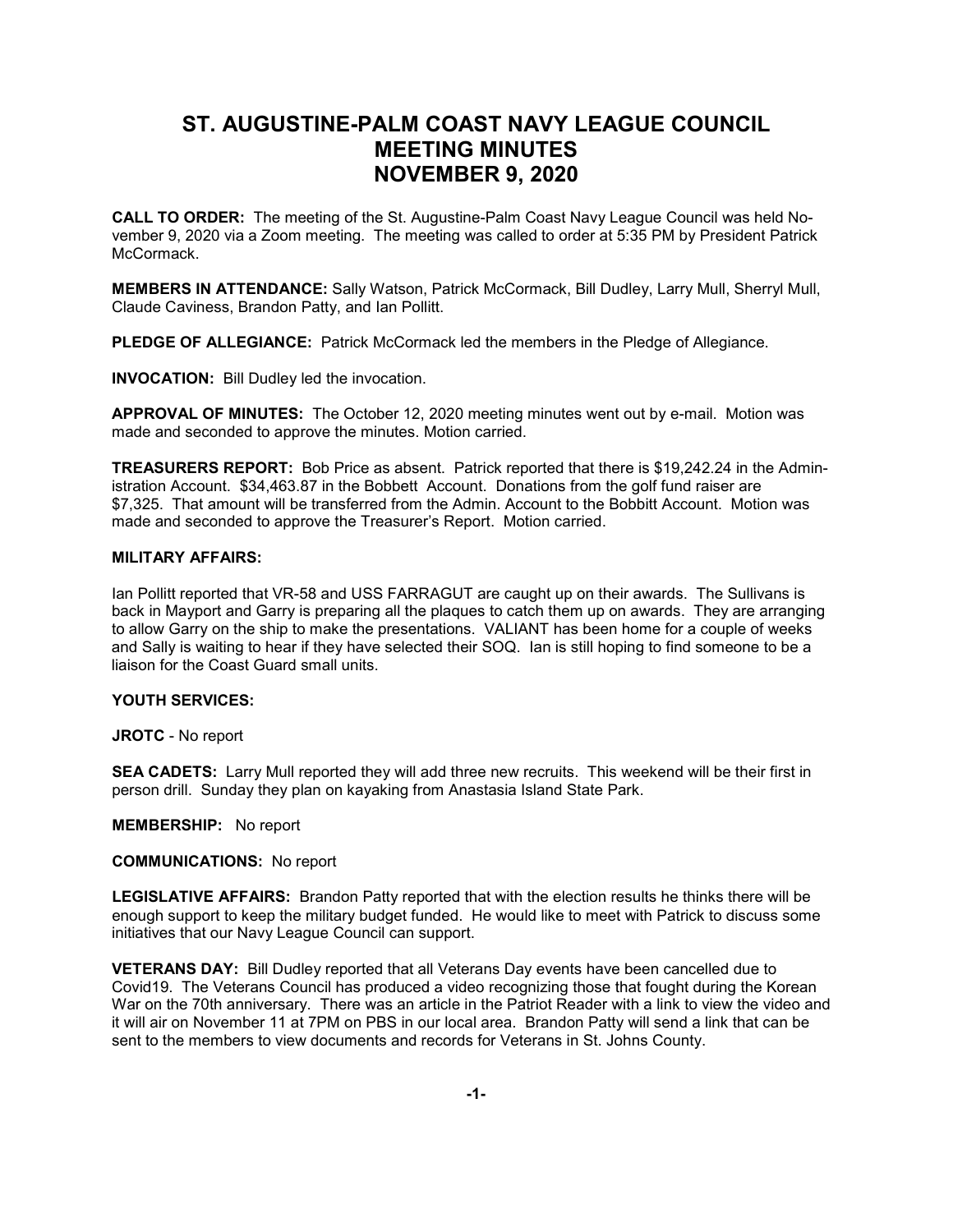# ST. AUGUSTINE-PALM COAST NAVY LEAGUE COUNCIL MEETING MINUTES NOVEMBER 9, 2020

**CALL TO ORDER:** The meeting of the St. Augustine-Palm Coast Navy League Council was held November 9, 2020 via a Zoom meeting. The meeting was called to order at 5:35 PM by President Patrick McCormack.

**MEMBERS IN ATTENDANCE:** Sally Watson, Patrick McCormack, Bill Dudley, Larry Mull, Sherryl Mull, Claude Caviness, Brandon Patty, and Ian Pollitt.

**PLEDGE OF ALLEGIANCE:** Patrick McCormack led the members in the Pledge of Allegiance.

**INVOCATION:** Bill Dudley led the invocation.

**APPROVAL OF MINUTES:** The October 12, 2020 meeting minutes went out by e-mail. Motion was made and seconded to approve the minutes. Motion carried.

**TREASURERS REPORT:** Bob Price as absent. Patrick reported that there is $19,242.24 in the Administration Account. $34,463.87 in the Bobbett Account. Donations from the golf fund raiser are $7,325. That amount will be transferred from the Admin. Account to the Bobbitt Account. Motion was made and seconded to approve the Treasurer's Report. Motion carried.

**MILITARY AFFAIRS:**

Ian Pollitt reported that VR-58 and USS FARRAGUT are caught up on their awards. The Sullivans is back in Mayport and Garry is preparing all the plaques to catch them up on awards. They are arranging to allow Garry on the ship to make the presentations. VALIANT has been home for a couple of weeks and Sally is waiting to hear if they have selected their SOQ. Ian is still hoping to find someone to be a liaison for the Coast Guard small units.

**YOUTH SERVICES:**

**JROTC** - No report

**SEA CADETS:** Larry Mull reported they will add three new recruits. This weekend will be their first in person drill. Sunday they plan on kayaking from Anastasia Island State Park.

**MEMBERSHIP:** No report

**COMMUNICATIONS:** No report

**LEGISLATIVE AFFAIRS:** Brandon Patty reported that with the election results he thinks there will be enough support to keep the military budget funded. He would like to meet with Patrick to discuss some initiatives that our Navy League Council can support.

**VETERANS DAY:** Bill Dudley reported that all Veterans Day events have been cancelled due to Covid19. The Veterans Council has produced a video recognizing those that fought during the Korean War on the 70th anniversary. There was an article in the Patriot Reader with a link to view the video and it will air on November 11 at 7PM on PBS in our local area. Brandon Patty will send a link that can be sent to the members to view documents and records for Veterans in St. Johns County.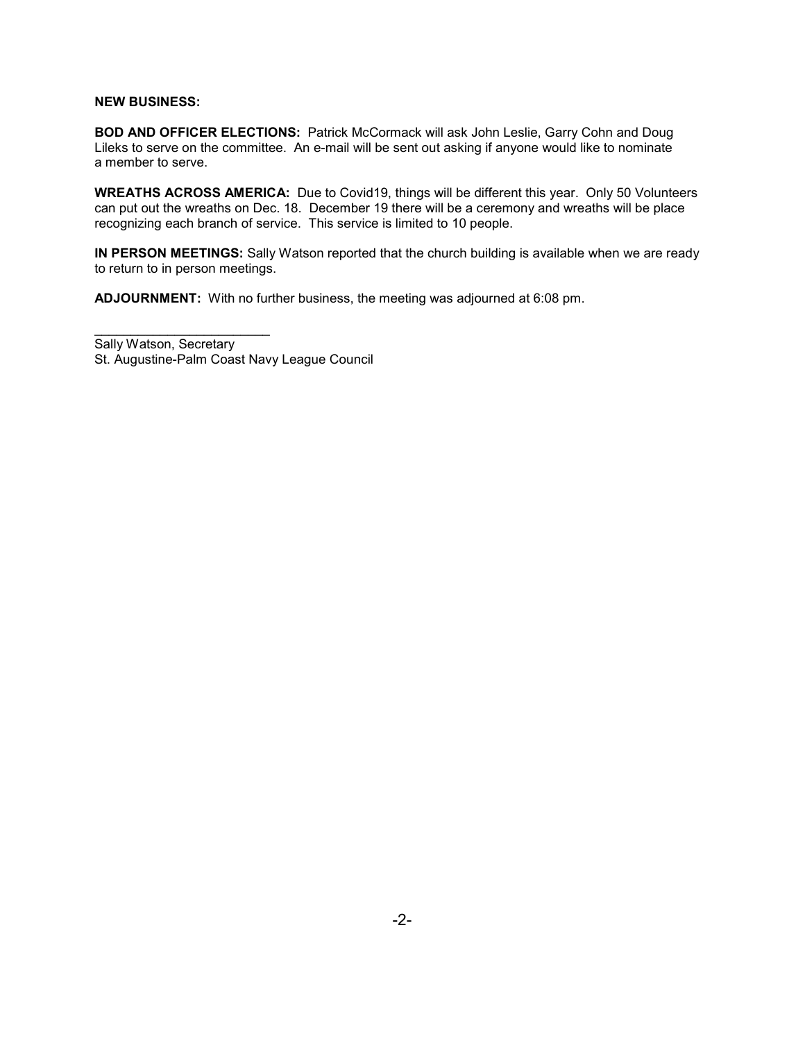**NEW BUSINESS:**

**BOD AND OFFICER ELECTIONS:** Patrick McCormack will ask John Leslie, Garry Cohn and Doug Lileks to serve on the committee. An e-mail will be sent out asking if anyone would like to nominate a member to serve.

**WREATHS ACROSS AMERICA:** Due to Covid19, things will be different this year. Only 50 Volunteers can put out the wreaths on Dec. 18. December 19 there will be a ceremony and wreaths will be place recognizing each branch of service. This service is limited to 10 people.

**IN PERSON MEETINGS:** Sally Watson reported that the church building is available when we are ready to return to in person meetings.

**ADJOURNMENT:** With no further business, the meeting was adjourned at 6:08 pm.

\_\_\_\_\_\_\_\_\_\_\_\_\_\_\_\_\_\_\_\_\_\_\_\_\_

Sally Watson, Secretary
St. Augustine-Palm Coast Navy League Council